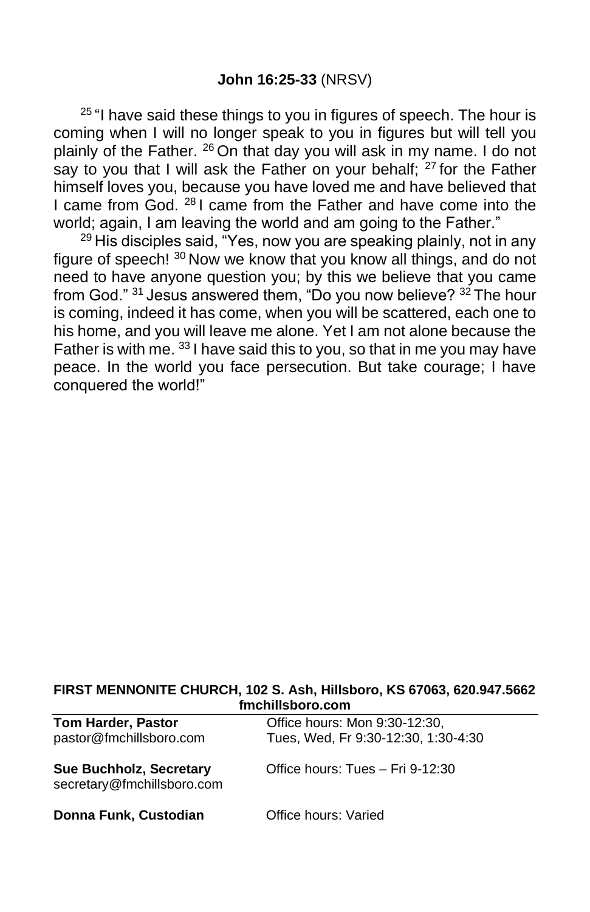**John 16:25-33** (NRSV)

[25] "I have said these things to you in figures of speech. The hour is coming when I will no longer speak to you in figures but will tell you plainly of the Father. [26] On that day you will ask in my name. I do not say to you that I will ask the Father on your behalf; [27] for the Father himself loves you, because you have loved me and have believed that I came from God. [28] I came from the Father and have come into the world; again, I am leaving the world and am going to the Father."

[29] His disciples said, "Yes, now you are speaking plainly, not in any figure of speech! [30] Now we know that you know all things, and do not need to have anyone question you; by this we believe that you came from God." [31] Jesus answered them, "Do you now believe? [32] The hour is coming, indeed it has come, when you will be scattered, each one to his home, and you will leave me alone. Yet I am not alone because the Father is with me. [33] I have said this to you, so that in me you may have peace. In the world you face persecution. But take courage; I have conquered the world!"

**FIRST MENNONITE CHURCH, 102 S. Ash, Hillsboro, KS 67063, 620.947.5662**
**fmchillsboro.com**

| | |
|---|---|
| **Tom Harder, Pastor**<br>pastor@fmchillsboro.com | Office hours: Mon 9:30-12:30,<br>Tues, Wed, Fr 9:30-12:30, 1:30-4:30 |
| **Sue Buchholz, Secretary**<br>secretary@fmchillsboro.com | Office hours: Tues – Fri 9-12:30 |
| **Donna Funk, Custodian** | Office hours: Varied |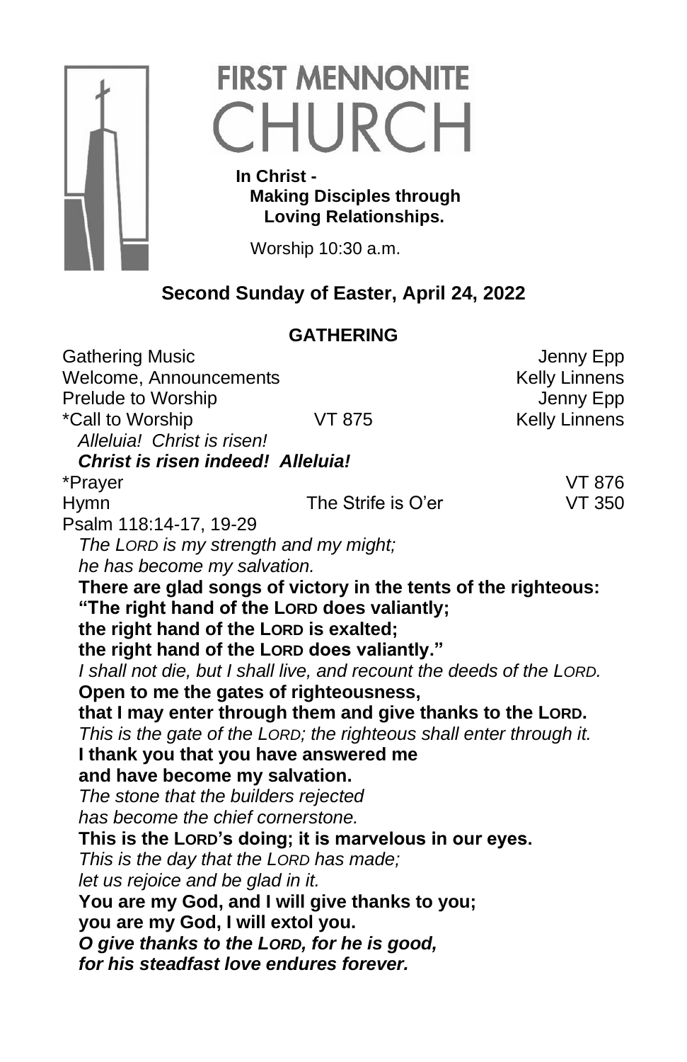# FIRST MENNONITE CHURCH

**In Christ -**
**Making Disciples through**
**Loving Relationships.**

Worship 10:30 a.m.

## Second Sunday of Easter, April 24, 2022

### GATHERING

| | | |
|---|---|---|
| Gathering Music | | Jenny Epp |
| Welcome, Announcements | | Kelly Linnens |
| Prelude to Worship | | Jenny Epp |
| *Call to Worship | VT 875 | Kelly Linnens |

*Alleluia! Christ is risen!*
***Christ is risen indeed! Alleluia!***

| | | |
|---|---|---|
| *Prayer | | VT 876 |
| Hymn | The Strife is O'er | VT 350 |

Psalm 118:14-17, 19-29

*The LORD is my strength and my might;*
*he has become my salvation.*
**There are glad songs of victory in the tents of the righteous:**
**"The right hand of the LORD does valiantly;**
**the right hand of the LORD is exalted;**
**the right hand of the LORD does valiantly."**
*I shall not die, but I shall live, and recount the deeds of the LORD.*
**Open to me the gates of righteousness,**
**that I may enter through them and give thanks to the LORD.**
*This is the gate of the LORD; the righteous shall enter through it.*
**I thank you that you have answered me**
**and have become my salvation.**
*The stone that the builders rejected*
*has become the chief cornerstone.*
**This is the LORD's doing; it is marvelous in our eyes.**
*This is the day that the LORD has made;*
*let us rejoice and be glad in it.*
**You are my God, and I will give thanks to you;**
**you are my God, I will extol you.**
***O give thanks to the LORD, for he is good,***
***for his steadfast love endures forever.***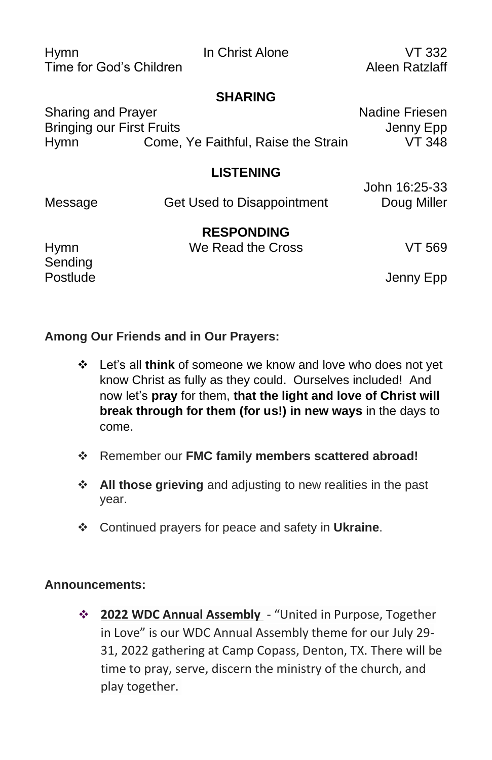| | | |
|---|---|---|
| Hymn | In Christ Alone | VT 332 |
| Time for God's Children | | Aleen Ratzlaff |

**SHARING**

| | | |
|---|---|---|
| Sharing and Prayer | | Nadine Friesen |
| Bringing our First Fruits | | Jenny Epp |
| Hymn | Come, Ye Faithful, Raise the Strain | VT 348 |

**LISTENING**

| | | |
|---|---|---|
| | | John 16:25-33 |
| Message | Get Used to Disappointment | Doug Miller |

**RESPONDING**

| | | |
|---|---|---|
| Hymn | We Read the Cross | VT 569 |
| Sending | | |
| Postlude | | Jenny Epp |

**Among Our Friends and in Our Prayers:**

- Let's all **think** of someone we know and love who does not yet know Christ as fully as they could. Ourselves included! And now let's **pray** for them, **that the light and love of Christ will break through for them (for us!) in new ways** in the days to come.
- Remember our **FMC family members scattered abroad!**
- **All those grieving** and adjusting to new realities in the past year.
- Continued prayers for peace and safety in **Ukraine**.

**Announcements:**

- **2022 WDC Annual Assembly** - "United in Purpose, Together in Love" is our WDC Annual Assembly theme for our July 29-31, 2022 gathering at Camp Copass, Denton, TX. There will be time to pray, serve, discern the ministry of the church, and play together.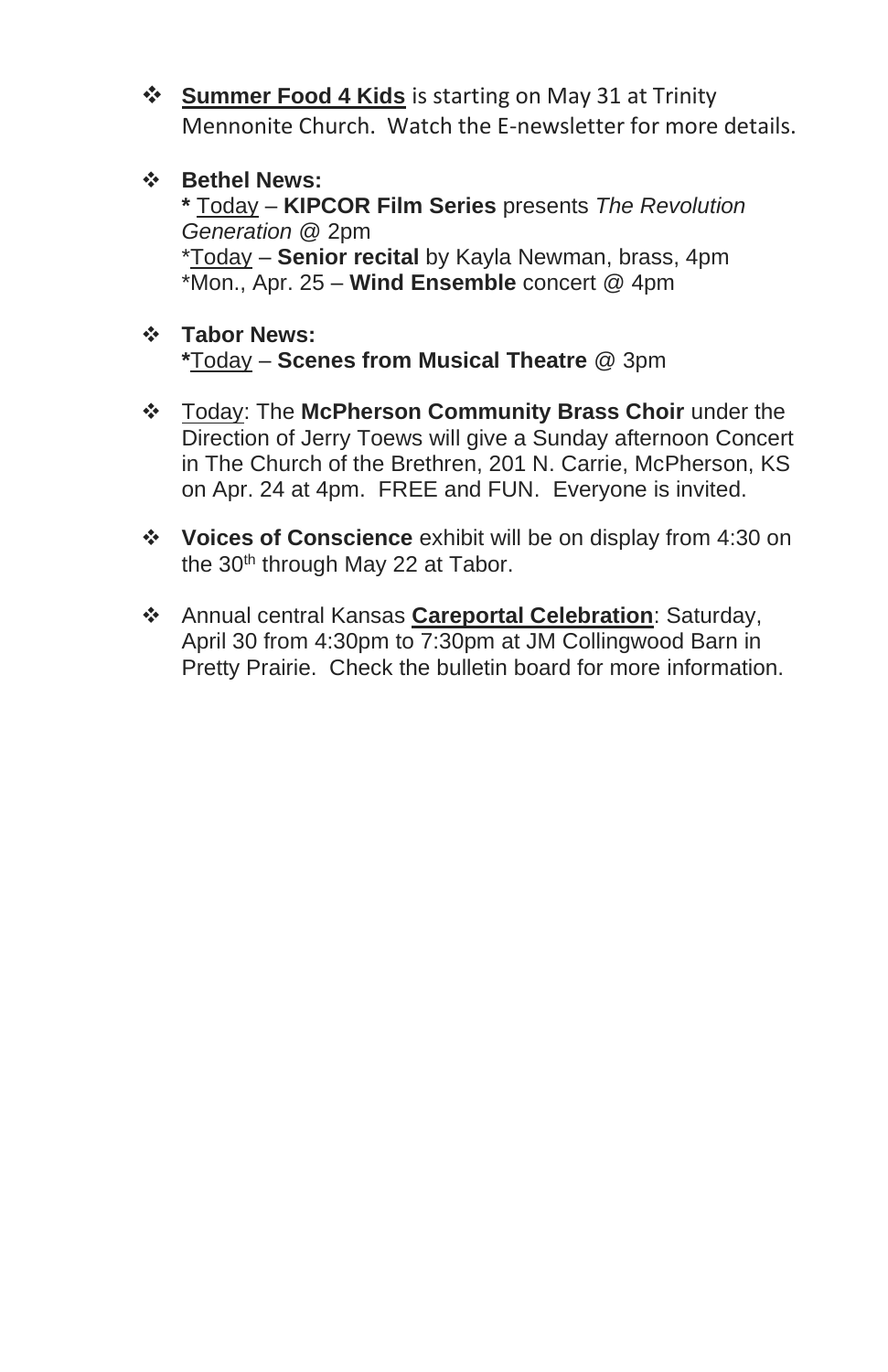- **Summer Food 4 Kids** is starting on May 31 at Trinity Mennonite Church. Watch the E-newsletter for more details.

- **Bethel News:**
  **\*** Today – **KIPCOR Film Series** presents *The Revolution Generation* @ 2pm
  \*Today – **Senior recital** by Kayla Newman, brass, 4pm
  \*Mon., Apr. 25 – **Wind Ensemble** concert @ 4pm

- **Tabor News:**
  **\***Today – **Scenes from Musical Theatre** @ 3pm

- Today: The **McPherson Community Brass Choir** under the Direction of Jerry Toews will give a Sunday afternoon Concert in The Church of the Brethren, 201 N. Carrie, McPherson, KS on Apr. 24 at 4pm. FREE and FUN. Everyone is invited.

- **Voices of Conscience** exhibit will be on display from 4:30 on the 30th through May 22 at Tabor.

- Annual central Kansas **Careportal Celebration**: Saturday, April 30 from 4:30pm to 7:30pm at JM Collingwood Barn in Pretty Prairie. Check the bulletin board for more information.